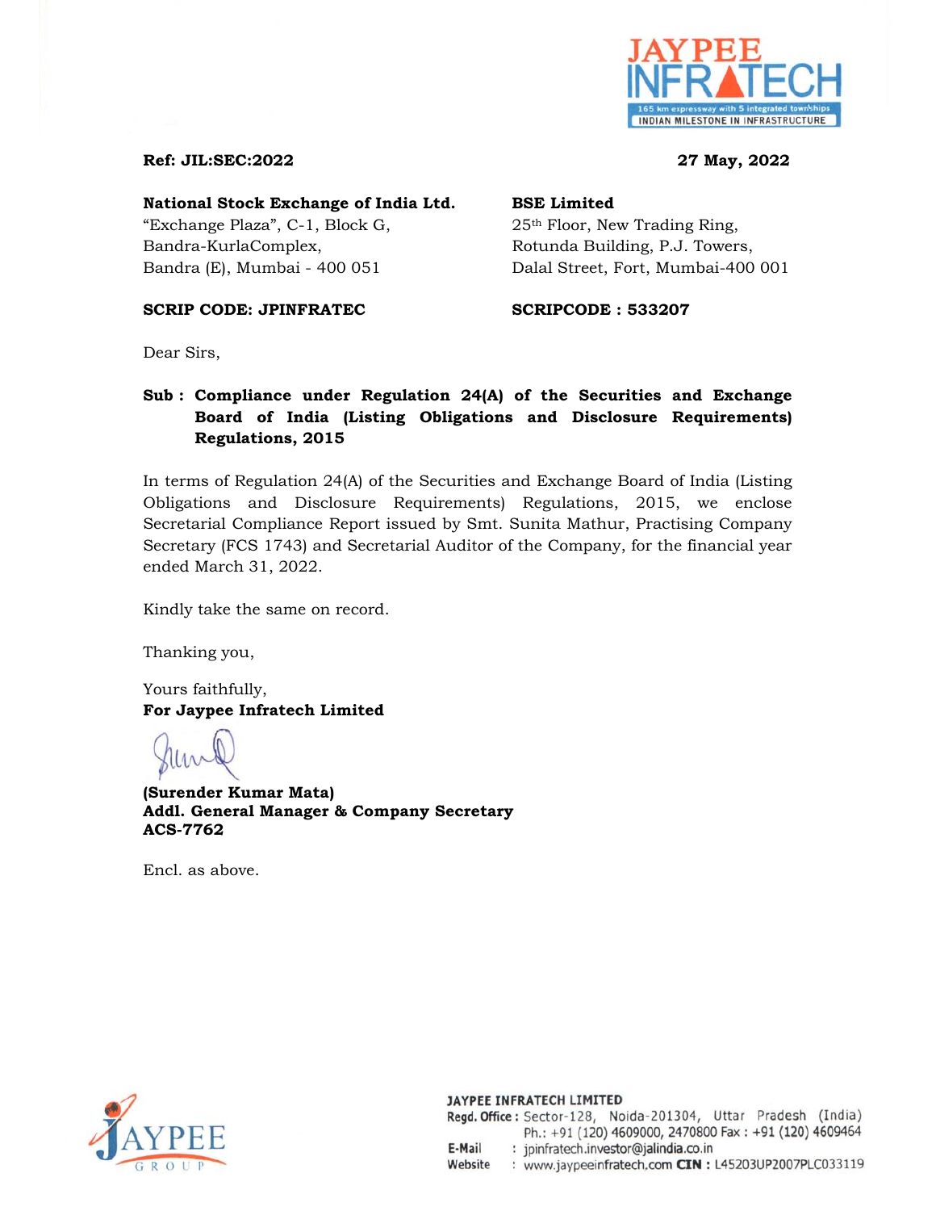JAYPEE INFRATECH

165 km expressway with 5 integrated townships
INDIAN MILESTONE IN INFRASTRUCTURE

**Ref: JIL:SEC:2022** **27 May, 2022**

**National Stock Exchange of India Ltd.**
"Exchange Plaza", C-1, Block G,
Bandra-KurlaComplex,
Bandra (E), Mumbai - 400 051

**SCRIP CODE: JPINFRATEC**

**BSE Limited**
25th Floor, New Trading Ring,
Rotunda Building, P.J. Towers,
Dalal Street, Fort, Mumbai-400 001

**SCRIPCODE : 533207**

Dear Sirs,

**Sub : Compliance under Regulation 24(A) of the Securities and Exchange Board of India (Listing Obligations and Disclosure Requirements) Regulations, 2015**

In terms of Regulation 24(A) of the Securities and Exchange Board of India (Listing Obligations and Disclosure Requirements) Regulations, 2015, we enclose Secretarial Compliance Report issued by Smt. Sunita Mathur, Practising Company Secretary (FCS 1743) and Secretarial Auditor of the Company, for the financial year ended March 31, 2022.

Kindly take the same on record.

Thanking you,

Yours faithfully,
**For Jaypee Infratech Limited**

**(Surender Kumar Mata)**
**Addl. General Manager & Company Secretary**
**ACS-7762**

Encl. as above.

JAYPEE GROUP

**JAYPEE INFRATECH LIMITED**
**Regd. Office :** Sector-128, Noida-201304, Uttar Pradesh (India)
Ph.: +91 (120) 4609000, 2470800 Fax : +91 (120) 4609464
**E-Mail** : jpinfratech.investor@jalindia.co.in
**Website** : www.jaypeeinfratech.com **CIN :** L45203UP2007PLC033119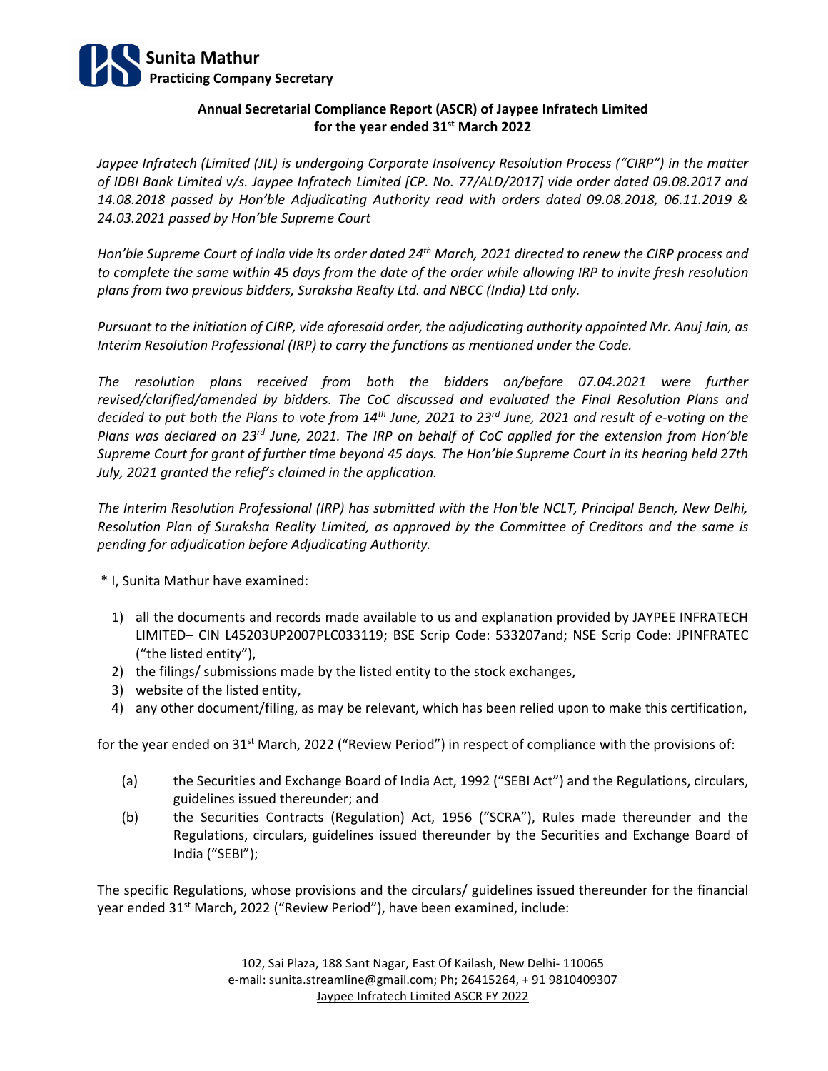**Sunita Mathur**
**Practicing Company Secretary**

## Annual Secretarial Compliance Report (ASCR) of Jaypee Infratech Limited for the year ended 31st March 2022

*Jaypee Infratech (Limited (JIL) is undergoing Corporate Insolvency Resolution Process ("CIRP") in the matter of IDBI Bank Limited v/s. Jaypee Infratech Limited [CP. No. 77/ALD/2017] vide order dated 09.08.2017 and 14.08.2018 passed by Hon'ble Adjudicating Authority read with orders dated 09.08.2018, 06.11.2019 & 24.03.2021 passed by Hon'ble Supreme Court*

*Hon'ble Supreme Court of India vide its order dated 24th March, 2021 directed to renew the CIRP process and to complete the same within 45 days from the date of the order while allowing IRP to invite fresh resolution plans from two previous bidders, Suraksha Realty Ltd. and NBCC (India) Ltd only.*

*Pursuant to the initiation of CIRP, vide aforesaid order, the adjudicating authority appointed Mr. Anuj Jain, as Interim Resolution Professional (IRP) to carry the functions as mentioned under the Code.*

*The resolution plans received from both the bidders on/before 07.04.2021 were further revised/clarified/amended by bidders. The CoC discussed and evaluated the Final Resolution Plans and decided to put both the Plans to vote from 14th June, 2021 to 23rd June, 2021 and result of e-voting on the Plans was declared on 23rd June, 2021. The IRP on behalf of CoC applied for the extension from Hon'ble Supreme Court for grant of further time beyond 45 days. The Hon'ble Supreme Court in its hearing held 27th July, 2021 granted the relief's claimed in the application.*

*The Interim Resolution Professional (IRP) has submitted with the Hon'ble NCLT, Principal Bench, New Delhi, Resolution Plan of Suraksha Reality Limited, as approved by the Committee of Creditors and the same is pending for adjudication before Adjudicating Authority.*

\* I, Sunita Mathur have examined:

1) all the documents and records made available to us and explanation provided by JAYPEE INFRATECH LIMITED– CIN L45203UP2007PLC033119; BSE Scrip Code: 533207and; NSE Scrip Code: JPINFRATEC ("the listed entity"),
2) the filings/ submissions made by the listed entity to the stock exchanges,
3) website of the listed entity,
4) any other document/filing, as may be relevant, which has been relied upon to make this certification,

for the year ended on 31st March, 2022 ("Review Period") in respect of compliance with the provisions of:

(a) the Securities and Exchange Board of India Act, 1992 ("SEBI Act") and the Regulations, circulars, guidelines issued thereunder; and

(b) the Securities Contracts (Regulation) Act, 1956 ("SCRA"), Rules made thereunder and the Regulations, circulars, guidelines issued thereunder by the Securities and Exchange Board of India ("SEBI");

The specific Regulations, whose provisions and the circulars/ guidelines issued thereunder for the financial year ended 31st March, 2022 ("Review Period"), have been examined, include: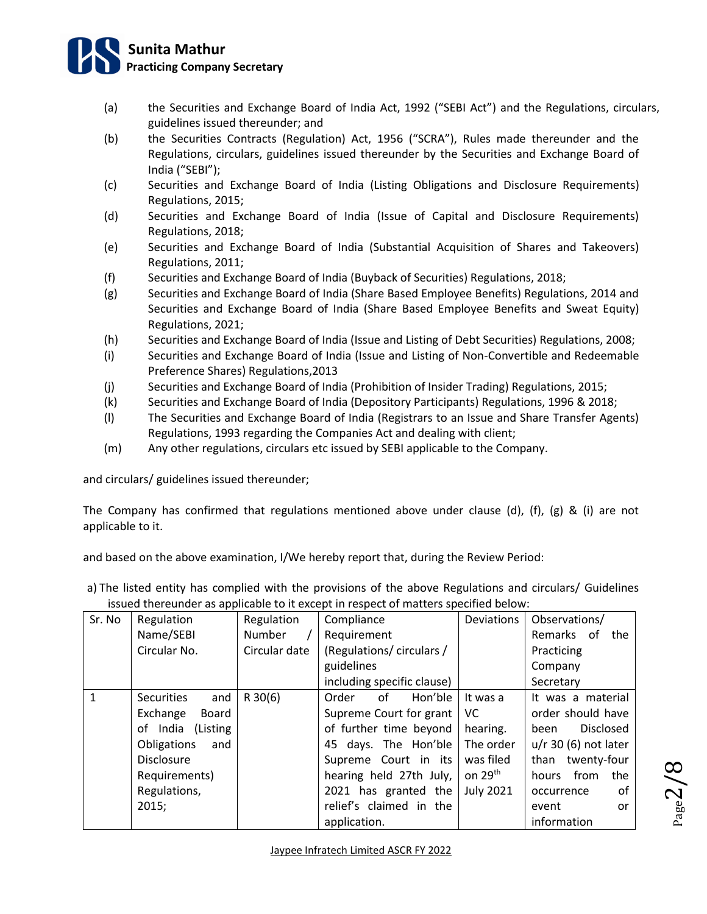(a) the Securities and Exchange Board of India Act, 1992 ("SEBI Act") and the Regulations, circulars, guidelines issued thereunder; and

(b) the Securities Contracts (Regulation) Act, 1956 ("SCRA"), Rules made thereunder and the Regulations, circulars, guidelines issued thereunder by the Securities and Exchange Board of India ("SEBI");

(c) Securities and Exchange Board of India (Listing Obligations and Disclosure Requirements) Regulations, 2015;

(d) Securities and Exchange Board of India (Issue of Capital and Disclosure Requirements) Regulations, 2018;

(e) Securities and Exchange Board of India (Substantial Acquisition of Shares and Takeovers) Regulations, 2011;

(f) Securities and Exchange Board of India (Buyback of Securities) Regulations, 2018;

(g) Securities and Exchange Board of India (Share Based Employee Benefits) Regulations, 2014 and Securities and Exchange Board of India (Share Based Employee Benefits and Sweat Equity) Regulations, 2021;

(h) Securities and Exchange Board of India (Issue and Listing of Debt Securities) Regulations, 2008;

(i) Securities and Exchange Board of India (Issue and Listing of Non-Convertible and Redeemable Preference Shares) Regulations,2013

(j) Securities and Exchange Board of India (Prohibition of Insider Trading) Regulations, 2015;

(k) Securities and Exchange Board of India (Depository Participants) Regulations, 1996 & 2018;

(l) The Securities and Exchange Board of India (Registrars to an Issue and Share Transfer Agents) Regulations, 1993 regarding the Companies Act and dealing with client;

(m) Any other regulations, circulars etc issued by SEBI applicable to the Company.

and circulars/ guidelines issued thereunder;

The Company has confirmed that regulations mentioned above under clause (d), (f), (g) & (i) are not applicable to it.

and based on the above examination, I/We hereby report that, during the Review Period:

a) The listed entity has complied with the provisions of the above Regulations and circulars/ Guidelines issued thereunder as applicable to it except in respect of matters specified below:

| Sr. No | Regulation Name/SEBI Circular No. | Regulation Number / Circular date | Compliance Requirement (Regulations/ circulars / guidelines including specific clause) | Deviations | Observations/ Remarks of the Practicing Company Secretary |
|---|---|---|---|---|---|
| 1 | Securities and Exchange Board of India (Listing Obligations and Disclosure Requirements) Regulations, 2015; | R 30(6) | Order of Hon'ble Supreme Court for grant of further time beyond 45 days. The Hon'ble Supreme Court in its hearing held 27th July, 2021 has granted the relief's claimed in the application. | It was a VC hearing. The order was filed on 29th July 2021 | It was a material order should have been Disclosed u/r 30 (6) not later than twenty-four hours from the occurrence of event or information |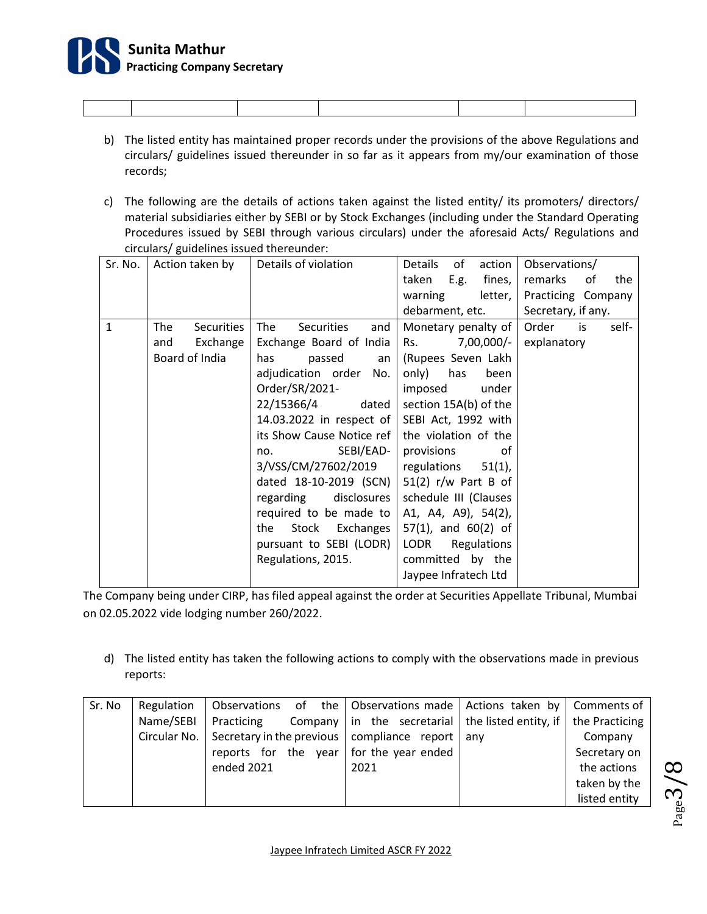| | | | | | |
|---|---|---|---|---|---|
| | | | | | |

b) The listed entity has maintained proper records under the provisions of the above Regulations and circulars/ guidelines issued thereunder in so far as it appears from my/our examination of those records;

c) The following are the details of actions taken against the listed entity/ its promoters/ directors/ material subsidiaries either by SEBI or by Stock Exchanges (including under the Standard Operating Procedures issued by SEBI through various circulars) under the aforesaid Acts/ Regulations and circulars/ guidelines issued thereunder:

| Sr. No. | Action taken by | Details of violation | Details of action taken E.g. fines, warning letter, debarment, etc. | Observations/ remarks of the Practicing Company Secretary, if any. |
|---|---|---|---|---|
| 1 | The Securities and Exchange Board of India | The Securities and Exchange Board of India has passed an adjudication order No. Order/SR/2021-22/15366/4 dated 14.03.2022 in respect of its Show Cause Notice ref no. SEBI/EAD-3/VSS/CM/27602/2019 dated 18-10-2019 (SCN) regarding disclosures required to be made to the Stock Exchanges pursuant to SEBI (LODR) Regulations, 2015. | Monetary penalty of Rs. 7,00,000/- (Rupees Seven Lakh only) has been imposed under section 15A(b) of the SEBI Act, 1992 with the violation of the provisions of regulations 51(1), 51(2) r/w Part B of schedule III (Clauses A1, A4, A9), 54(2), 57(1), and 60(2) of LODR Regulations committed by the Jaypee Infratech Ltd | Order is self-explanatory |

The Company being under CIRP, has filed appeal against the order at Securities Appellate Tribunal, Mumbai on 02.05.2022 vide lodging number 260/2022.

d) The listed entity has taken the following actions to comply with the observations made in previous reports:

| Sr. No | Regulation Name/SEBI Circular No. | Observations of the Practicing Company Secretary in the previous reports for the year ended 2021 | Observations made in the secretarial compliance report for the year ended 2021 | Actions taken by the listed entity, if any | Comments of the Practicing Company Secretary on the actions taken by the listed entity |
|---|---|---|---|---|---|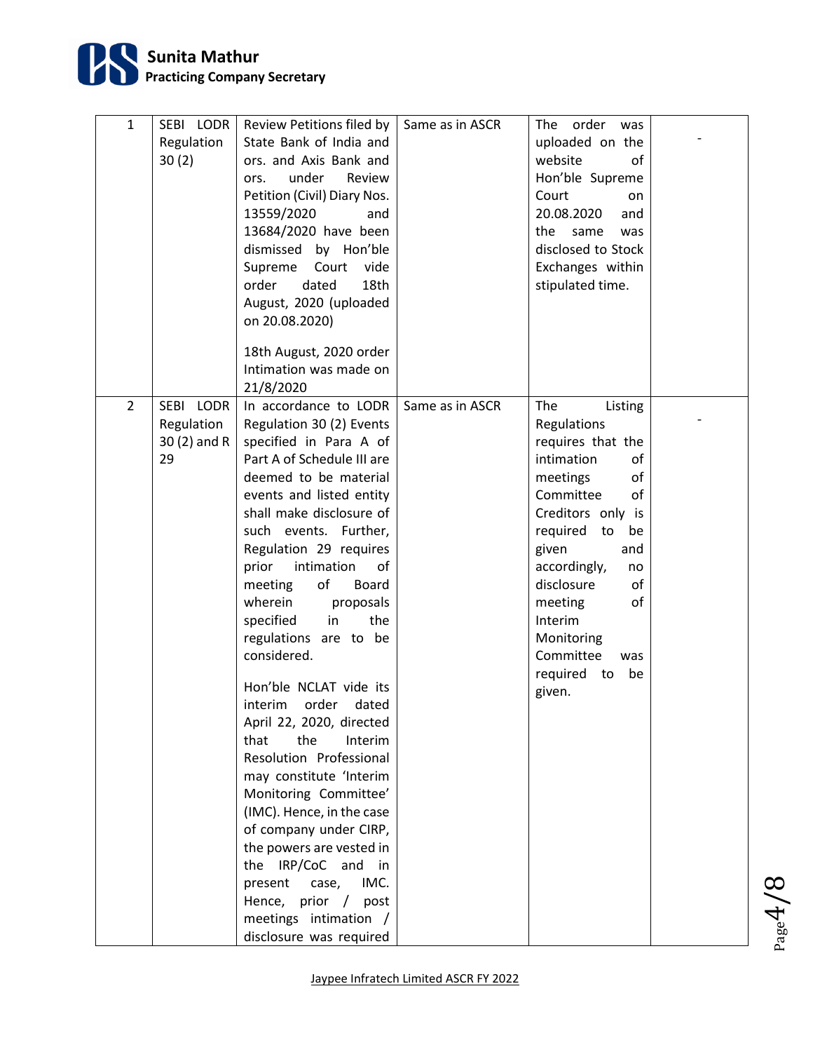| 1 | SEBI LODR Regulation 30 (2) | Review Petitions filed by State Bank of India and ors. and Axis Bank and ors. under Review Petition (Civil) Diary Nos. 13559/2020 and 13684/2020 have been dismissed by Hon'ble Supreme Court vide order dated 18th August, 2020 (uploaded on 20.08.2020)<br><br>18th August, 2020 order Intimation was made on 21/8/2020 | Same as in ASCR | The order was uploaded on the website of Hon'ble Supreme Court on 20.08.2020 and the same was disclosed to Stock Exchanges within stipulated time. | - |
|---|---|---|---|---|---|
| 2 | SEBI LODR Regulation 30 (2) and R 29 | In accordance to LODR Regulation 30 (2) Events specified in Para A of Part A of Schedule III are deemed to be material events and listed entity shall make disclosure of such events. Further, Regulation 29 requires prior intimation of meeting of Board wherein proposals specified in the regulations are to be considered.<br><br>Hon'ble NCLAT vide its interim order dated April 22, 2020, directed that the Interim Resolution Professional may constitute 'Interim Monitoring Committee' (IMC). Hence, in the case of company under CIRP, the powers are vested in the IRP/CoC and in present case, IMC. Hence, prior / post meetings intimation / disclosure was required | Same as in ASCR | The Listing Regulations requires that the intimation of meetings of Committee of Creditors only is required to be given and accordingly, no disclosure of meeting of Interim Monitoring Committee was required to be given. | - |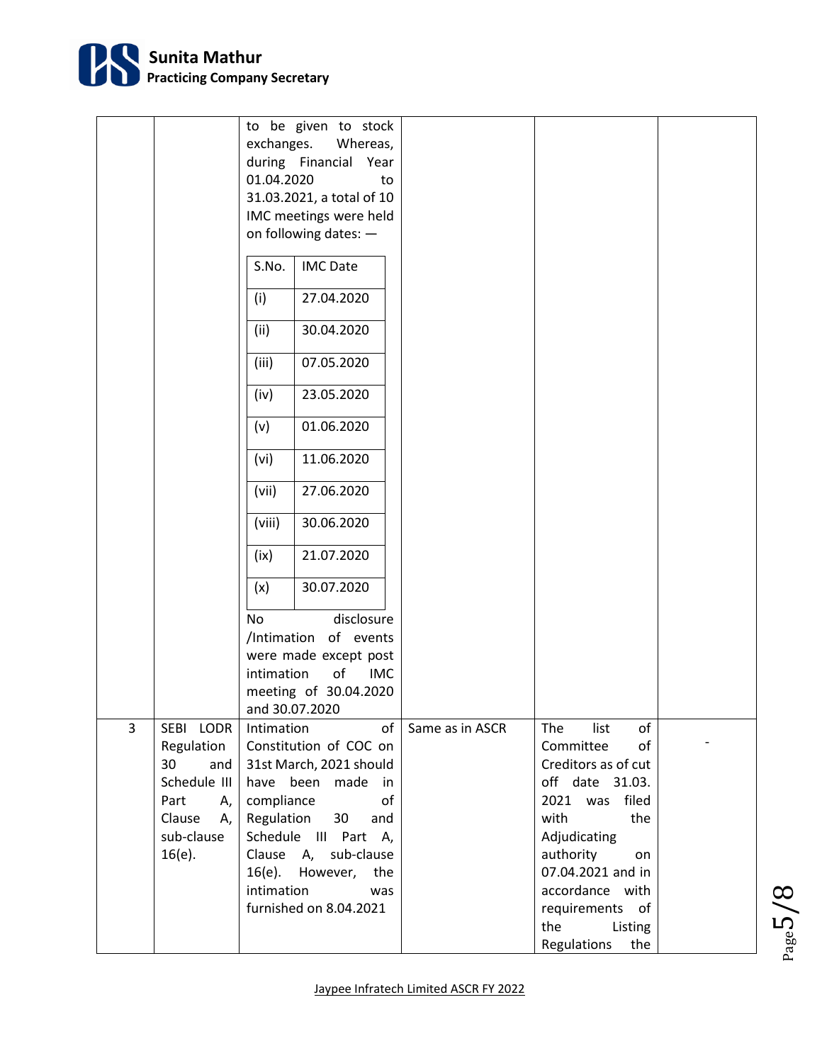| | | | | | |
|---|---|---|---|---|---|
| | | to be given to stock exchanges. Whereas, during Financial Year 01.04.2020 to 31.03.2021, a total of 10 IMC meetings were held on following dates: — <br><br> S.No. / IMC Date <br> (i) 27.04.2020 <br> (ii) 30.04.2020 <br> (iii) 07.05.2020 <br> (iv) 23.05.2020 <br> (v) 01.06.2020 <br> (vi) 11.06.2020 <br> (vii) 27.06.2020 <br> (viii) 30.06.2020 <br> (ix) 21.07.2020 <br> (x) 30.07.2020 <br><br> No disclosure /Intimation of events were made except post intimation of IMC meeting of 30.04.2020 and 30.07.2020 | | | |
| 3 | SEBI LODR Regulation 30 and Schedule III Part A, Clause A, sub-clause 16(e). | Intimation of Constitution of COC on 31st March, 2021 should have been made in compliance of Regulation 30 and Schedule III Part A, Clause A, sub-clause 16(e). However, the intimation was furnished on 8.04.2021 | Same as in ASCR | The list of Committee of Creditors as of cut off date 31.03. 2021 was filed with the Adjudicating authority on 07.04.2021 and in accordance with requirements of the Listing Regulations the | - |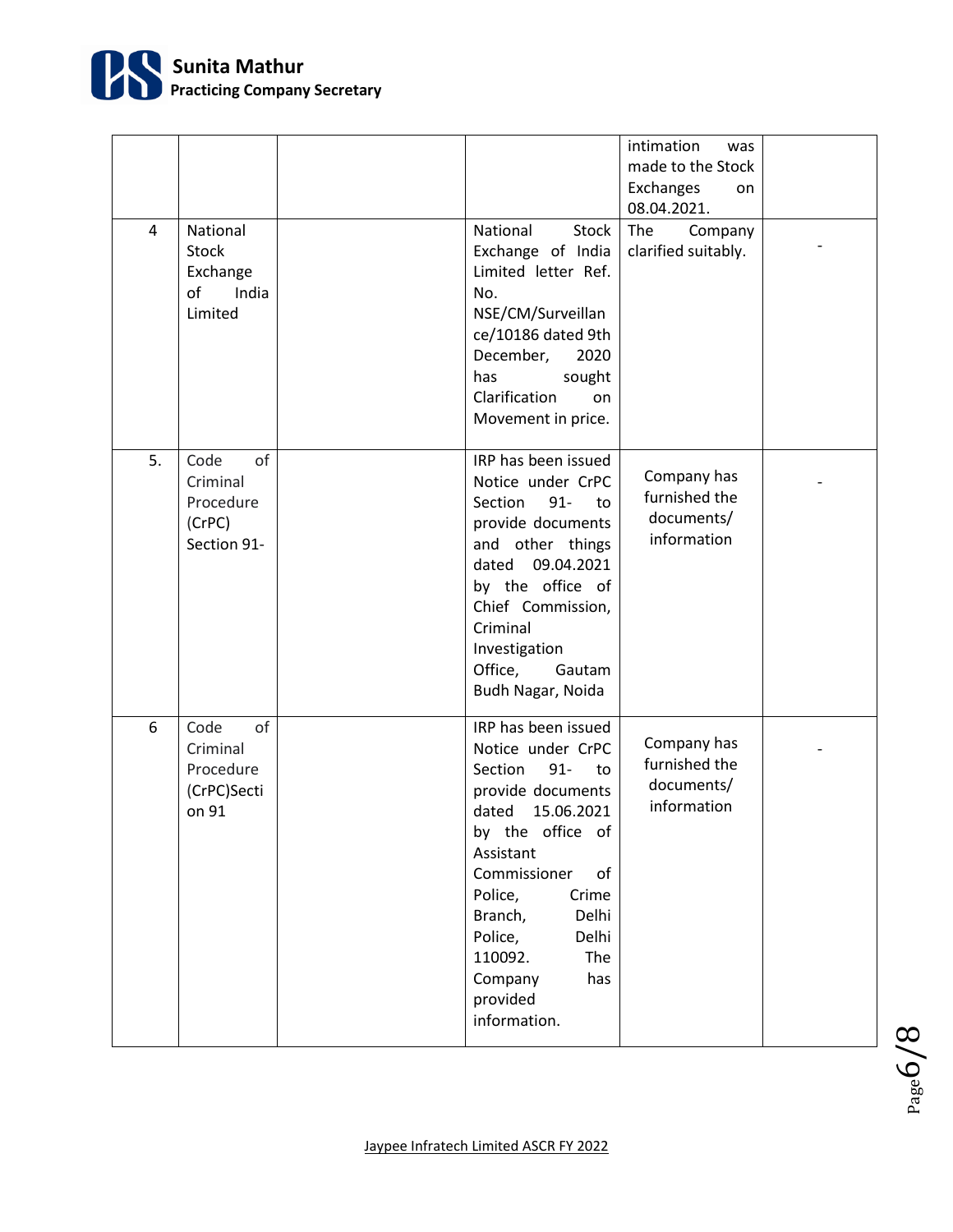| | | | | intimation was made to the Stock Exchanges on 08.04.2021. | |
|---|---|---|---|---|---|
| 4 | National Stock Exchange of India Limited | | National Stock Exchange of India Limited letter Ref. No. NSE/CM/Surveillance/10186 dated 9th December, 2020 has sought Clarification on Movement in price. | The Company clarified suitably. | - |
| 5. | Code of Criminal Procedure (CrPC) Section 91- | | IRP has been issued Notice under CrPC Section 91- to provide documents and other things dated 09.04.2021 by the office of Chief Commission, Criminal Investigation Office, Gautam Budh Nagar, Noida | Company has furnished the documents/ information | - |
| 6 | Code of Criminal Procedure (CrPC)Section 91 | | IRP has been issued Notice under CrPC Section 91- to provide documents dated 15.06.2021 by the office of Assistant Commissioner of Police, Crime Branch, Delhi Police, Delhi 110092. The Company has provided information. | Company has furnished the documents/ information | - |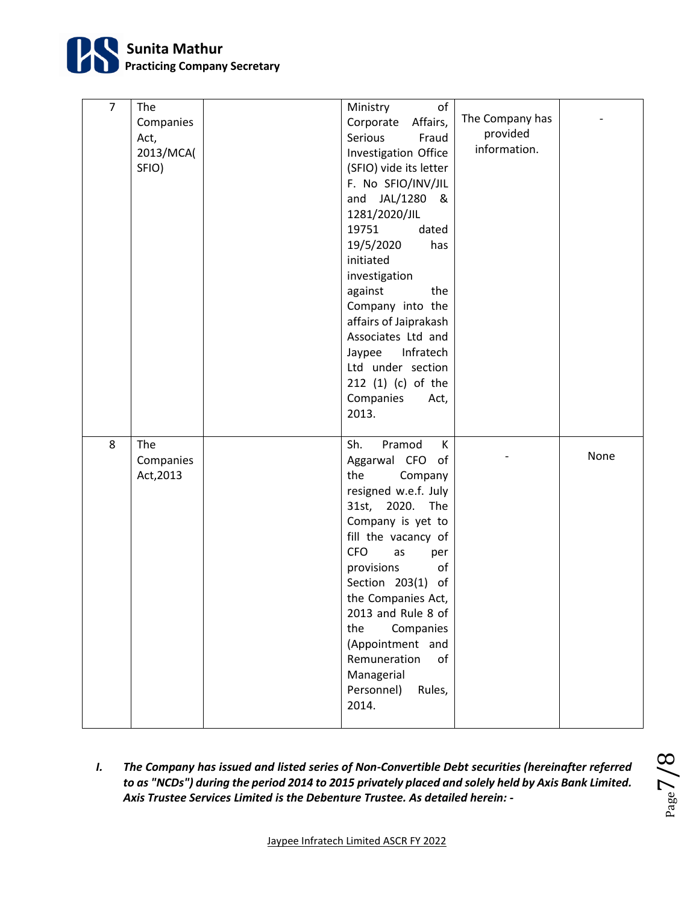| 7 | The Companies Act, 2013/MCA(SFIO) | | Ministry of Corporate Affairs, Serious Fraud Investigation Office (SFIO) vide its letter F. No SFIO/INV/JIL and JAL/1280 & 1281/2020/JIL 19751 dated 19/5/2020 has initiated investigation against the Company into the affairs of Jaiprakash Associates Ltd and Jaypee Infratech Ltd under section 212 (1) (c) of the Companies Act, 2013. | The Company has provided information. | - |
|---|---|---|---|---|---|
| 8 | The Companies Act,2013 | | Sh. Pramod K Aggarwal CFO of the Company resigned w.e.f. July 31st, 2020. The Company is yet to fill the vacancy of CFO as per provisions of Section 203(1) of the Companies Act, 2013 and Rule 8 of the Companies (Appointment and Remuneration of Managerial Personnel) Rules, 2014. | - | None |

***I. The Company has issued and listed series of Non-Convertible Debt securities (hereinafter referred to as "NCDs") during the period 2014 to 2015 privately placed and solely held by Axis Bank Limited. Axis Trustee Services Limited is the Debenture Trustee. As detailed herein: -***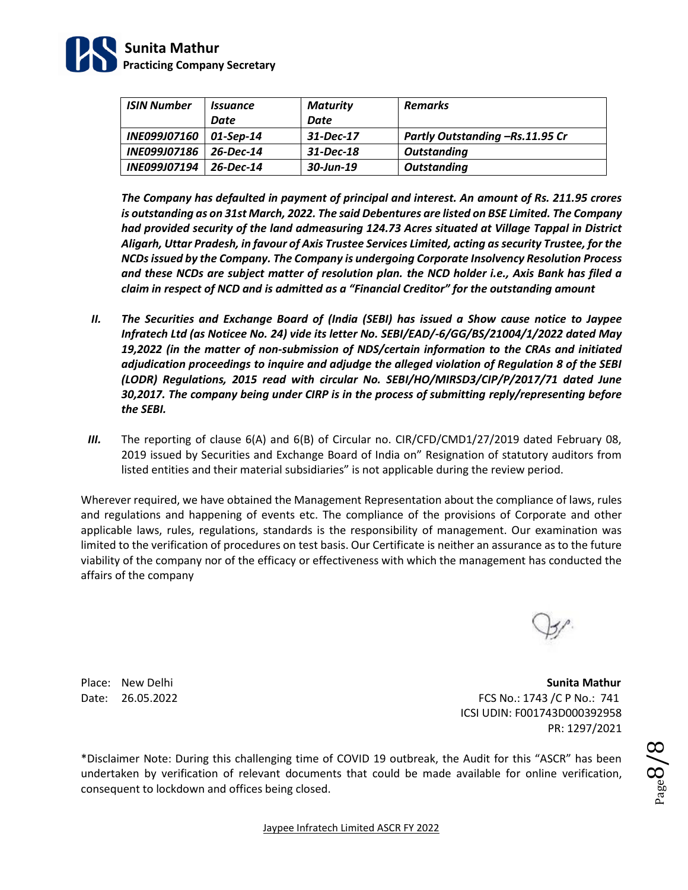| *ISIN Number* | *Issuance Date* | *Maturity Date* | *Remarks* |
|---|---|---|---|
| ***INE099J07160*** | *01-Sep-14* | *31-Dec-17* | ***Partly Outstanding –Rs.11.95 Cr*** |
| ***INE099J07186*** | *26-Dec-14* | *31-Dec-18* | ***Outstanding*** |
| ***INE099J07194*** | *26-Dec-14* | *30-Jun-19* | ***Outstanding*** |

***The Company has defaulted in payment of principal and interest. An amount of Rs. 211.95 crores is outstanding as on 31st March, 2022. The said Debentures are listed on BSE Limited. The Company had provided security of the land admeasuring 124.73 Acres situated at Village Tappal in District Aligarh, Uttar Pradesh, in favour of Axis Trustee Services Limited, acting as security Trustee, for the NCDs issued by the Company. The Company is undergoing Corporate Insolvency Resolution Process and these NCDs are subject matter of resolution plan. the NCD holder i.e., Axis Bank has filed a claim in respect of NCD and is admitted as a "Financial Creditor" for the outstanding amount***

***II.*** ***The Securities and Exchange Board of (India (SEBI) has issued a Show cause notice to Jaypee Infratech Ltd (as Noticee No. 24) vide its letter No. SEBI/EAD/-6/GG/BS/21004/1/2022 dated May 19,2022 (in the matter of non-submission of NDS/certain information to the CRAs and initiated adjudication proceedings to inquire and adjudge the alleged violation of Regulation 8 of the SEBI (LODR) Regulations, 2015 read with circular No. SEBI/HO/MIRSD3/CIP/P/2017/71 dated June 30,2017. The company being under CIRP is in the process of submitting reply/representing before the SEBI.***

***III.*** The reporting of clause 6(A) and 6(B) of Circular no. CIR/CFD/CMD1/27/2019 dated February 08, 2019 issued by Securities and Exchange Board of India on" Resignation of statutory auditors from listed entities and their material subsidiaries" is not applicable during the review period.

Wherever required, we have obtained the Management Representation about the compliance of laws, rules and regulations and happening of events etc. The compliance of the provisions of Corporate and other applicable laws, rules, regulations, standards is the responsibility of management. Our examination was limited to the verification of procedures on test basis. Our Certificate is neither an assurance as to the future viability of the company nor of the efficacy or effectiveness with which the management has conducted the affairs of the company

Place: New Delhi
Date: 26.05.2022

**Sunita Mathur**
FCS No.: 1743 /C P No.: 741
ICSI UDIN: F001743D000392958
PR: 1297/2021

*Disclaimer Note: During this challenging time of COVID 19 outbreak, the Audit for this "ASCR" has been undertaken by verification of relevant documents that could be made available for online verification, consequent to lockdown and offices being closed.